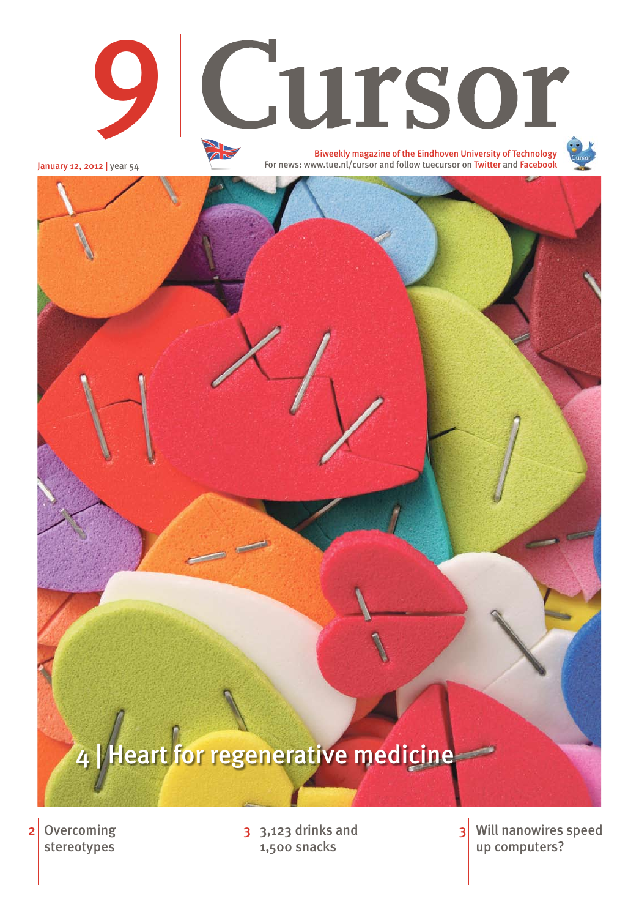# 9 Cursor

January 12, 2012 | year 54

Biweekly magazine of the Eindhoven University of Technology

For news: www.tue.nl/cursor and follow tuecursor on Twitter and Facebook

## 4 | Heart for regenerative medicine

2 | Overcoming stereotypes

3 | 3,123 drinks and 1,500 snacks

3 | Will nanowires speed up computers?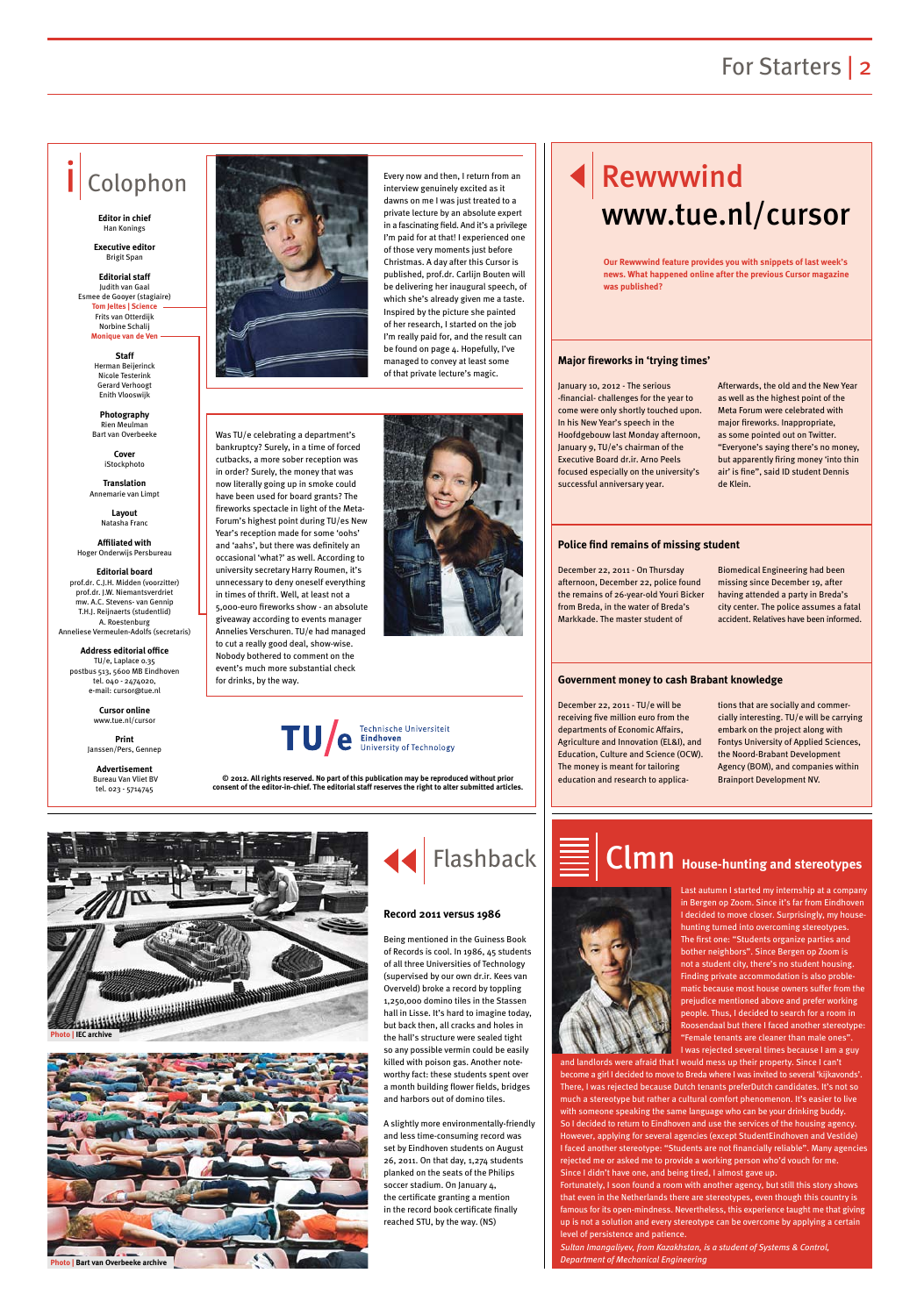## Colophon

**Editor in chief**
Han Konings

**Executive editor**
Brigit Span

**Editorial staff**
Judith van Gaal
Esmee de Gooyer (stagiaire)
Tom Jeltes | Science
Frits van Otterdijk
Norbine Schalij
Monique van de Ven

**Staff**
Herman Beijerinck
Nicole Testerink
Gerard Verhoogt
Enith Vlooswijk

**Photography**
Rien Meulman
Bart van Overbeeke

**Cover**
iStockphoto

**Translation**
Annemarie van Limpt

**Layout**
Natasha Franc

**Affiliated with**
Hoger Onderwijs Persbureau

**Editorial board**
prof.dr. C.J.H. Midden (voorzitter)
prof.dr. J.W. Niemantsverdriet
mw. A.C. Stevens- van Gennip
T.H.J. Reijnaerts (studentlid)
A. Roestenburg
Anneliese Vermeulen-Adolfs (secretaris)

**Address editorial office**
TU/e, Laplace 0.35
postbus 513, 5600 MB Eindhoven
tel. 040 - 2474020,
e-mail: cursor@tue.nl

**Cursor online**
www.tue.nl/cursor

**Print**
Janssen/Pers, Gennep

**Advertisement**
Bureau Van Vliet BV
tel. 023 - 5714745

Every now and then, I return from an interview genuinely excited as it dawns on me I was just treated to a private lecture by an absolute expert in a fascinating field. And it's a privilege I'm paid for at that! I experienced one of those very moments just before Christmas. A day after this Cursor is published, prof.dr. Carlijn Bouten will be delivering her inaugural speech, of which she's already given me a taste. Inspired by the picture she painted of her research, I started on the job I'm really paid for, and the result can be found on page 4. Hopefully, I've managed to convey at least some of that private lecture's magic.

Was TU/e celebrating a department's bankruptcy? Surely, in a time of forced cutbacks, a more sober reception was in order? Surely, the money that was now literally going up in smoke could have been used for board grants? The fireworks spectacle in light of the Meta-Forum's highest point during TU/es New Year's reception made for some 'oohs' and 'aahs', but there was definitely an occasional 'what?' as well. According to university secretary Harry Roumen, it's unnecessary to deny oneself everything in times of thrift. Well, at least not a 5,000-euro fireworks show - an absolute giveaway according to events manager Annelies Verschuren. TU/e had managed to cut a really good deal, show-wise. Nobody bothered to comment on the event's much more substantial check for drinks, by the way.

TU/e Technische Universiteit Eindhoven University of Technology

**© 2012. All rights reserved. No part of this publication may be reproduced without prior consent of the editor-in-chief. The editorial staff reserves the right to alter submitted articles.**

## Rewwwind www.tue.nl/cursor

**Our Rewwwind feature provides you with snippets of last week's news. What happened online after the previous Cursor magazine was published?**

### Major fireworks in 'trying times'

January 10, 2012 - The serious -financial- challenges for the year to come were only shortly touched upon. In his New Year's speech in the Hoofdgebouw last Monday afternoon, January 9, TU/e's chairman of the Executive Board dr.ir. Arno Peels focused especially on the university's successful anniversary year.

Afterwards, the old and the New Year as well as the highest point of the Meta Forum were celebrated with major fireworks. Inappropriate, as some pointed out on Twitter. "Everyone's saying there's no money, but apparently firing money 'into thin air' is fine", said ID student Dennis de Klein.

### Police find remains of missing student

December 22, 2011 - On Thursday afternoon, December 22, police found the remains of 26-year-old Youri Bicker from Breda, in the water of Breda's Markkade. The master student of Biomedical Engineering had been missing since December 19, after having attended a party in Breda's city center. The police assumes a fatal accident. Relatives have been informed.

### Government money to cash Brabant knowledge

December 22, 2011 - TU/e will be receiving five million euro from the departments of Economic Affairs, Agriculture and Innovation (EL&I), and Education, Culture and Science (OCW). The money is meant for tailoring education and research to applications that are socially and commercially interesting. TU/e will be carrying embark on the project along with Fontys University of Applied Sciences, the Noord-Brabant Development Agency (BOM), and companies within Brainport Development NV.

Photo | IEC archive

Photo | Bart van Overbeeke archive

## Flashback

### Record 2011 versus 1986

Being mentioned in the Guiness Book of Records is cool. In 1986, 45 students of all three Universities of Technology (supervised by our own dr.ir. Kees van Overveld) broke a record by toppling 1,250,000 domino tiles in the Stassen hall in Lisse. It's hard to imagine today, but back then, all cracks and holes in the hall's structure were sealed tight so any possible vermin could be easily killed with poison gas. Another noteworthy fact: these students spent over a month building flower fields, bridges and harbors out of domino tiles.

A slightly more environmentally-friendly and less time-consuming record was set by Eindhoven students on August 26, 2011. On that day, 1,274 students planked on the seats of the Philips soccer stadium. On January 4, the certificate granting a mention in the record book certificate finally reached STU, by the way. (NS)

## Clmn House-hunting and stereotypes

Last autumn I started my internship at a company in Bergen op Zoom. Since it's far from Eindhoven I decided to move closer. Surprisingly, my house-hunting turned into overcoming stereotypes. The first one: "Students organize parties and bother neighbors". Since Bergen op Zoom is not a student city, there's no student housing. Finding private accommodation is also problematic because most house owners suffer from the prejudice mentioned above and prefer working people. Thus, I decided to search for a room in Roosendaal but there I faced another stereotype: "Female tenants are cleaner than male ones". I was rejected several times because I am a guy and landlords were afraid that I would mess up their property. Since I can't become a girl I decided to move to Breda where I was invited to several 'kijkavonds'. There, I was rejected because Dutch tenants preferDutch candidates. It's not so much a stereotype but rather a cultural comfort phenomenon. It's easier to live with someone speaking the same language who can be your drinking buddy. So I decided to return to Eindhoven and use the services of the housing agency. However, applying for several agencies (except StudentEindhoven and Vestide) I faced another stereotype: "Students are not financially reliable". Many agencies rejected me or asked me to provide a working person who'd vouch for me. Since I didn't have one, and being tired, I almost gave up.
Fortunately, I soon found a room with another agency, but still this story shows that even in the Netherlands there are stereotypes, even though this country is famous for its open-mindedness. Nevertheless, this experience taught me that giving up is not a solution and every stereotype can be overcome by applying a certain level of persistence and patience.

*Sultan Imangaliyev, from Kazakhstan, is a student of Systems & Control, Department of Mechanical Engineering*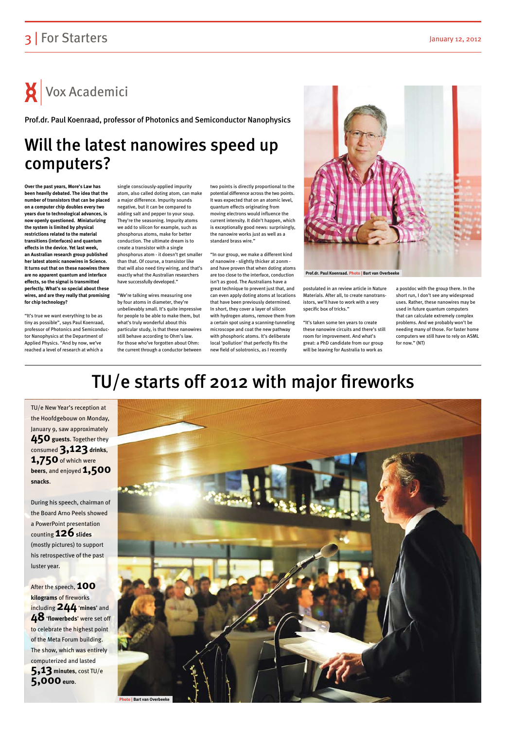## Vox Academici

Prof.dr. Paul Koenraad, professor of Photonics and Semiconductor Nanophysics

# Will the latest nanowires speed up computers?

**Over the past years, More's Law has been heavily debated. The idea that the number of transistors that can be placed on a computer chip doubles every two years due to technological advances, is now openly questioned. Miniaturizing the system is limited by physical restrictions related to the material transitions (interfaces) and quantum effects in the device. Yet last week, an Australian research group published her latest atomic nanowires in Science. It turns out that on these naowires there are no apparent quantum and interface effects, so the signal is transmitted perfectly. What's so special about these wires, and are they really that promising for chip technology?**

"It's true we want everything to be as tiny as possible", says Paul Koenraad, professor of Photonics and Semiconductor Nanophysics at the Department of Applied Physics. "And by now, we've reached a level of research at which a single consciously-applied impurity atom, also called doting atom, can make a major difference. Impurity sounds negative, but it can be compared to adding salt and pepper to your soup. They're the seasoning. Impurity atoms we add to silicon for example, such as phosphorus atoms, make for better conduction. The ultimate dream is to create a transistor with a single phosphorus atom - it doesn't get smaller than that. Of course, a transistor like that will also need tiny wiring, and that's exactly what the Australian researchers have successfully developed."

"We're talking wires measuring one by four atoms in diameter, they're unbelievably small. It's quite impressive for people to be able to make them, but what's truly wonderful about this particular study, is that these nanowires still behave according to Ohm's law. For those who've forgotten about Ohm: the current through a conductor between two points is directly proportional to the potential difference across the two points. It was expected that on an atomic level, quantum effects originating from moving electrons would influence the current intensity. It didn't happen, which is exceptionally good news: surprisingly, the nanowire works just as well as a standard brass wire."

"In our group, we make a different kind of nanowire - slightly thicker at 20nm - and have proven that when doting atoms are too close to the interface, conduction isn't as good. The Australians have a great technique to prevent just that, and can even apply doting atoms at locations that have been previously determined. In short, they cover a layer of silicon with hydrogen atoms, remove them from a certain spot using a scanning-tunneling microscope and coat the new pathway with phosphoric atoms. It's deliberate local 'pollution' that perfectly fits the new field of solotronics, as I recently postulated in an review article in Nature Materials. After all, to create nanotransistors, we'll have to work with a very specific box of tricks."

"It's taken some ten years to create these nanowire circuits and there's still room for improvement. And what's great: a PhD candidate from our group will be leaving for Australia to work as a postdoc with the group there. In the short run, I don't see any widespread uses. Rather, these nanowires may be used in future quantum computers that can calculate extremely complex problems. And we probably won't be needing many of those. For faster home computers we still have to rely on ASML for now." (NT)

Prof.dr. Paul Koenraad. Photo | Bart van Overbeeke

# TU/e starts off 2012 with major fireworks

TU/e New Year's reception at the Hoofdgebouw on Monday, January 9, saw approximately **450 guests**. Together they consumed **3,123 drinks**, **1,750** of which were **beers**, and enjoyed **1,500 snacks**.

During his speech, chairman of the Board Arno Peels showed a PowerPoint presentation counting **126 slides** (mostly pictures) to support his retrospective of the past luster year.

After the speech, **100 kilograms** of fireworks including **244 'mines'** and **48 'flowerbeds'** were set off to celebrate the highest point of the Meta Forum building. The show, which was entirely computerized and lasted **5,13 minutes**, cost TU/e **5,000 euro**.

Photo | Bart van Overbeeke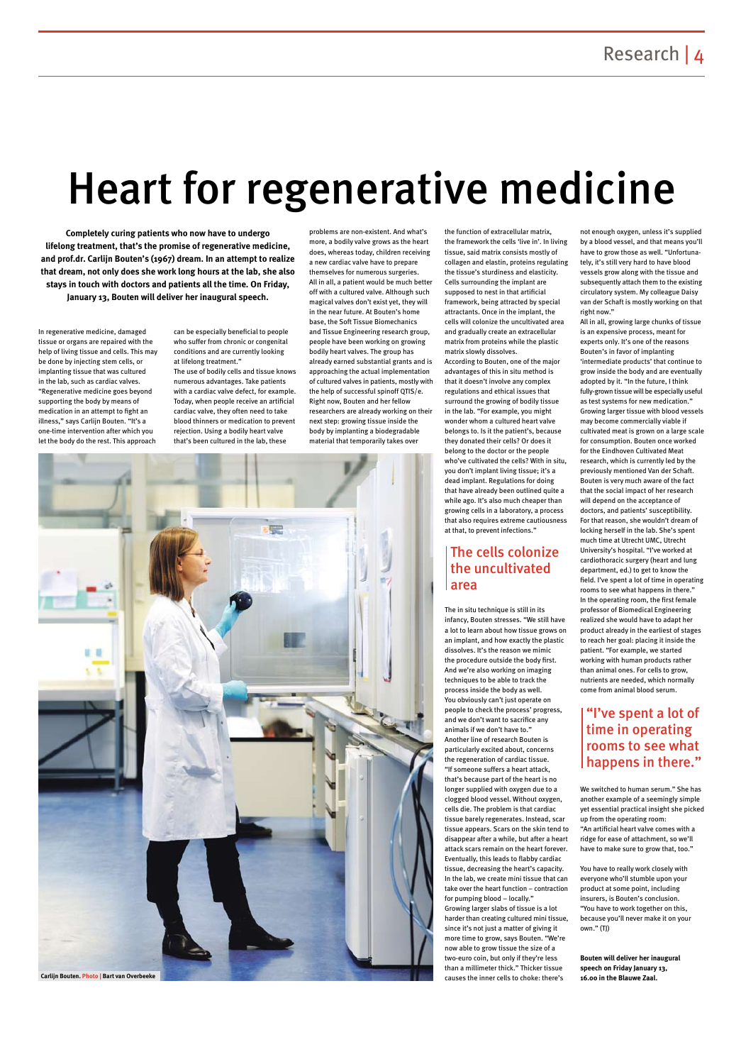# Heart for regenerative medicine

**Completely curing patients who now have to undergo lifelong treatment, that's the promise of regenerative medicine, and prof.dr. Carlijn Bouten's (1967) dream. In an attempt to realize that dream, not only does she work long hours at the lab, she also stays in touch with doctors and patients all the time. On Friday, January 13, Bouten will deliver her inaugural speech.**

In regenerative medicine, damaged tissue or organs are repaired with the help of living tissue and cells. This may be done by injecting stem cells, or implanting tissue that was cultured in the lab, such as cardiac valves. "Regenerative medicine goes beyond supporting the body by means of medication in an attempt to fight an illness," says Carlijn Bouten. "It's a one-time intervention after which you let the body do the rest. This approach can be especially beneficial to people who suffer from chronic or congenital conditions and are currently looking at lifelong treatment."

The use of bodily cells and tissue knows numerous advantages. Take patients with a cardiac valve defect, for example. Today, when people receive an artificial cardiac valve, they often need to take blood thinners or medication to prevent rejection. Using a bodily heart valve that's been cultured in the lab, these problems are non-existent. And what's more, a bodily valve grows as the heart does, whereas today, children receiving a new cardiac valve have to prepare themselves for numerous surgeries.

All in all, a patient would be much better off with a cultured valve. Although such magical valves don't exist yet, they will in the near future. At Bouten's home base, the Soft Tissue Biomechanics and Tissue Engineering research group, people have been working on growing bodily heart valves. The group has already earned substantial grants and is approaching the actual implementation of cultured valves in patients, mostly with the help of successful spinoff QTIS/e.

Right now, Bouten and her fellow researchers are already working on their next step: growing tissue inside the body by implanting a biodegradable material that temporarily takes over the function of extracellular matrix, the framework the cells 'live in'. In living tissue, said matrix consists mostly of collagen and elastin, proteins regulating the tissue's sturdiness and elasticity. Cells surrounding the implant are supposed to nest in that artificial framework, being attracted by special attractants. Once in the implant, the cells will colonize the uncultivated area and gradually create an extracellular matrix from proteins while the plastic matrix slowly dissolves.

According to Bouten, one of the major advantages of this in situ method is that it doesn't involve any complex regulations and ethical issues that surround the growing of bodily tissue in the lab. "For example, you might wonder whom a cultured heart valve belongs to. Is it the patient's, because they donated their cells? Or does it belong to the doctor or the people who've cultivated the cells? With in situ, you don't implant living tissue; it's a dead implant. Regulations for doing that have already been outlined quite a while ago. It's also much cheaper than growing cells in a laboratory, a process that also requires extreme cautiousness at that, to prevent infections."

> The cells colonize the uncultivated area

The in situ technique is still in its infancy, Bouten stresses. "We still have a lot to learn about how tissue grows on an implant, and how exactly the plastic dissolves. It's the reason we mimic the procedure outside the body first. And we're also working on imaging techniques to be able to track the process inside the body as well. You obviously can't just operate on people to check the process' progress, and we don't want to sacrifice any animals if we don't have to."

Another line of research Bouten is particularly excited about, concerns the regeneration of cardiac tissue. "If someone suffers a heart attack, that's because part of the heart is no longer supplied with oxygen due to a clogged blood vessel. Without oxygen, cells die. The problem is that cardiac tissue barely regenerates. Instead, scar tissue appears. Scars on the skin tend to disappear after a while, but after a heart attack scars remain on the heart forever. Eventually, this leads to flabby cardiac tissue, decreasing the heart's capacity. In the lab, we create mini tissue that can take over the heart function – contraction for pumping blood – locally."

Growing larger slabs of tissue is a lot harder than creating cultured mini tissue, since it's not just a matter of giving it more time to grow, says Bouten. "We're now able to grow tissue the size of a two-euro coin, but only if they're less than a millimeter thick." Thicker tissue causes the inner cells to choke: there's not enough oxygen, unless it's supplied by a blood vessel, and that means you'll have to grow those as well. "Unfortunately, it's still very hard to have blood vessels grow along with the tissue and subsequently attach them to the existing circulatory system. My colleague Daisy van der Schaft is mostly working on that right now."

All in all, growing large chunks of tissue is an expensive process, meant for experts only. It's one of the reasons Bouten's in favor of implanting 'intermediate products' that continue to grow inside the body and are eventually adopted by it. "In the future, I think fully-grown tissue will be especially useful as test systems for new medication." Growing larger tissue with blood vessels may become commercially viable if cultivated meat is grown on a large scale for consumption. Bouten once worked for the Eindhoven Cultivated Meat research, which is currently led by the previously mentioned Van der Schaft.

Bouten is very much aware of the fact that the social impact of her research will depend on the acceptance of doctors, and patients' susceptibility. For that reason, she wouldn't dream of locking herself in the lab. She's spent much time at Utrecht UMC, Utrecht University's hospital. "I've worked at cardiothoracic surgery (heart and lung department, ed.) to get to know the field. I've spent a lot of time in operating rooms to see what happens in there."

In the operating room, the first female professor of Biomedical Engineering realized she would have to adapt her product already in the earliest of stages to reach her goal: placing it inside the patient. "For example, we started working with human products rather than animal ones. For cells to grow, nutrients are needed, which normally come from animal blood serum.

> "I've spent a lot of time in operating rooms to see what happens in there."

We switched to human serum." She has another example of a seemingly simple yet essential practical insight she picked up from the operating room: "An artificial heart valve comes with a ridge for ease of attachment, so we'll have to make sure to grow that, too."

You have to really work closely with everyone who'll stumble upon your product at some point, including insurers, is Bouten's conclusion. "You have to work together on this, because you'll never make it on your own." (TJ)

**Bouten will deliver her inaugural speech on Friday January 13, 16.00 in the Blauwe Zaal.**

Carlijn Bouten. Photo | Bart van Overbeeke